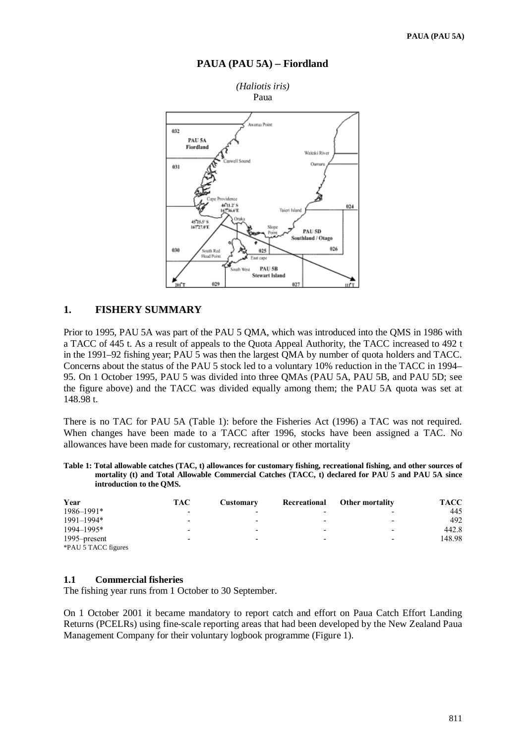# PAUA (PAU 5A) – Fiordland

*(Haliotis iris)*
Paua

## 1. FISHERY SUMMARY

Prior to 1995, PAU 5A was part of the PAU 5 QMA, which was introduced into the QMS in 1986 with a TACC of 445 t. As a result of appeals to the Quota Appeal Authority, the TACC increased to 492 t in the 1991–92 fishing year; PAU 5 was then the largest QMA by number of quota holders and TACC. Concerns about the status of the PAU 5 stock led to a voluntary 10% reduction in the TACC in 1994–95. On 1 October 1995, PAU 5 was divided into three QMAs (PAU 5A, PAU 5B, and PAU 5D; see the figure above) and the TACC was divided equally among them; the PAU 5A quota was set at 148.98 t.

There is no TAC for PAU 5A (Table 1): before the Fisheries Act (1996) a TAC was not required. When changes have been made to a TACC after 1996, stocks have been assigned a TAC. No allowances have been made for customary, recreational or other mortality

**Table 1: Total allowable catches (TAC, t) allowances for customary fishing, recreational fishing, and other sources of mortality (t) and Total Allowable Commercial Catches (TACC, t) declared for PAU 5 and PAU 5A since introduction to the QMS.**

| Year | TAC | Customary | Recreational | Other mortality | TACC |
|---|---|---|---|---|---|
| 1986–1991* | - | - | - | - | 445 |
| 1991–1994* | - | - | - | - | 492 |
| 1994–1995* | - | - | - | - | 442.8 |
| 1995–present | - | - | - | - | 148.98 |

*PAU 5 TACC figures

### 1.1 Commercial fisheries

The fishing year runs from 1 October to 30 September.

On 1 October 2001 it became mandatory to report catch and effort on Paua Catch Effort Landing Returns (PCELRs) using fine-scale reporting areas that had been developed by the New Zealand Paua Management Company for their voluntary logbook programme (Figure 1).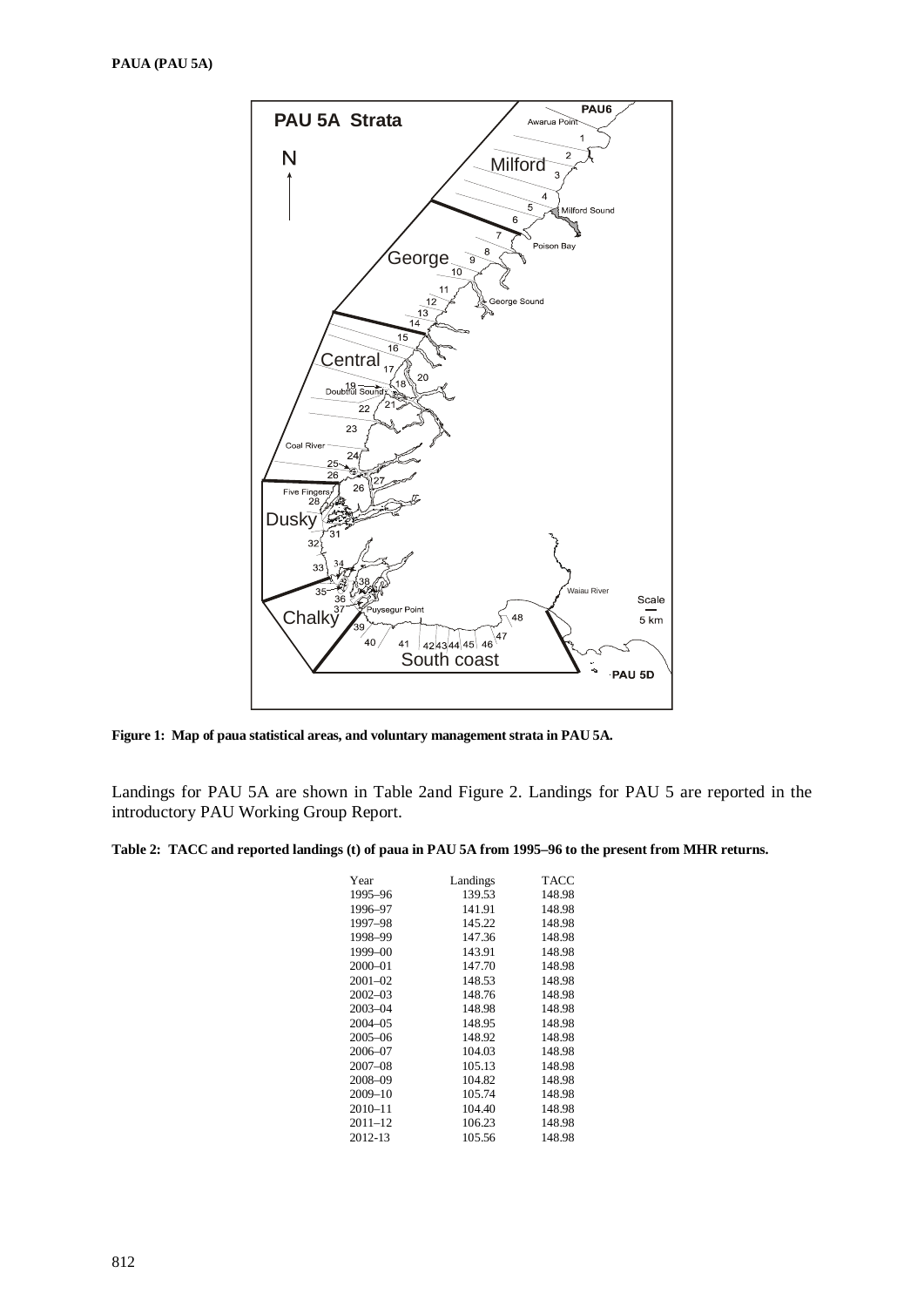**Figure 1: Map of paua statistical areas, and voluntary management strata in PAU 5A.**

Landings for PAU 5A are shown in Table 2and Figure 2. Landings for PAU 5 are reported in the introductory PAU Working Group Report.

**Table 2: TACC and reported landings (t) of paua in PAU 5A from 1995–96 to the present from MHR returns.**

| Year | Landings | TACC |
|---|---|---|
| 1995–96 | 139.53 | 148.98 |
| 1996–97 | 141.91 | 148.98 |
| 1997–98 | 145.22 | 148.98 |
| 1998–99 | 147.36 | 148.98 |
| 1999–00 | 143.91 | 148.98 |
| 2000–01 | 147.70 | 148.98 |
| 2001–02 | 148.53 | 148.98 |
| 2002–03 | 148.76 | 148.98 |
| 2003–04 | 148.98 | 148.98 |
| 2004–05 | 148.95 | 148.98 |
| 2005–06 | 148.92 | 148.98 |
| 2006–07 | 104.03 | 148.98 |
| 2007–08 | 105.13 | 148.98 |
| 2008–09 | 104.82 | 148.98 |
| 2009–10 | 105.74 | 148.98 |
| 2010–11 | 104.40 | 148.98 |
| 2011–12 | 106.23 | 148.98 |
| 2012-13 | 105.56 | 148.98 |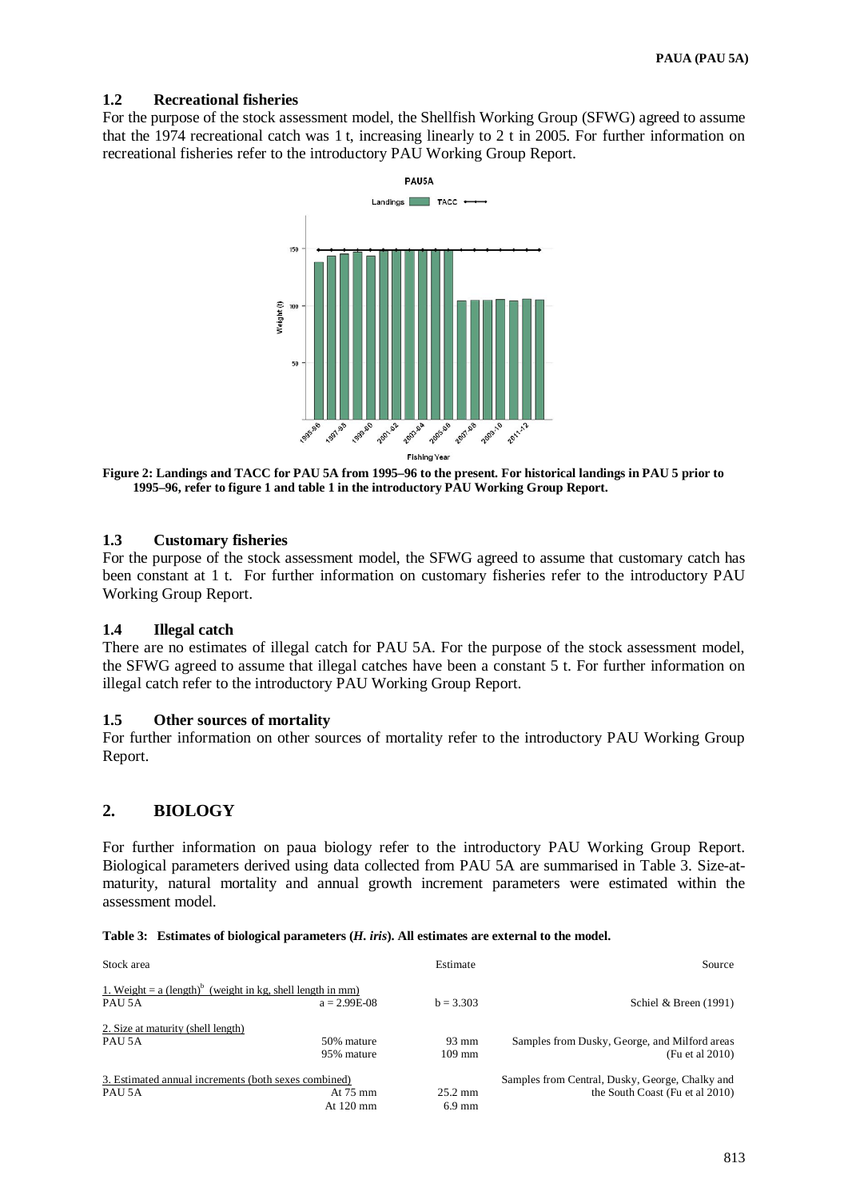### 1.2 Recreational fisheries

For the purpose of the stock assessment model, the Shellfish Working Group (SFWG) agreed to assume that the 1974 recreational catch was 1 t, increasing linearly to 2 t in 2005. For further information on recreational fisheries refer to the introductory PAU Working Group Report.

**Figure 2: Landings and TACC for PAU 5A from 1995–96 to the present. For historical landings in PAU 5 prior to 1995–96, refer to figure 1 and table 1 in the introductory PAU Working Group Report.**

### 1.3 Customary fisheries

For the purpose of the stock assessment model, the SFWG agreed to assume that customary catch has been constant at 1 t. For further information on customary fisheries refer to the introductory PAU Working Group Report.

### 1.4 Illegal catch

There are no estimates of illegal catch for PAU 5A. For the purpose of the stock assessment model, the SFWG agreed to assume that illegal catches have been a constant 5 t. For further information on illegal catch refer to the introductory PAU Working Group Report.

### 1.5 Other sources of mortality

For further information on other sources of mortality refer to the introductory PAU Working Group Report.

## 2. BIOLOGY

For further information on paua biology refer to the introductory PAU Working Group Report. Biological parameters derived using data collected from PAU 5A are summarised in Table 3. Size-at-maturity, natural mortality and annual growth increment parameters were estimated within the assessment model.

**Table 3: Estimates of biological parameters (*H. iris*). All estimates are external to the model.**

| Stock area | | Estimate | Source |
|---|---|---|---|
| 1. Weight = a (length)$^b$ (weight in kg, shell length in mm) | | | |
| PAU 5A | a = 2.99E-08 | b = 3.303 | Schiel & Breen (1991) |
| 2. Size at maturity (shell length) | | | |
| PAU 5A | 50% mature | 93 mm | Samples from Dusky, George, and Milford areas (Fu et al 2010) |
| | 95% mature | 109 mm | |
| 3. Estimated annual increments (both sexes combined) | | | Samples from Central, Dusky, George, Chalky and the South Coast (Fu et al 2010) |
| PAU 5A | At 75 mm | 25.2 mm | |
| | At 120 mm | 6.9 mm | |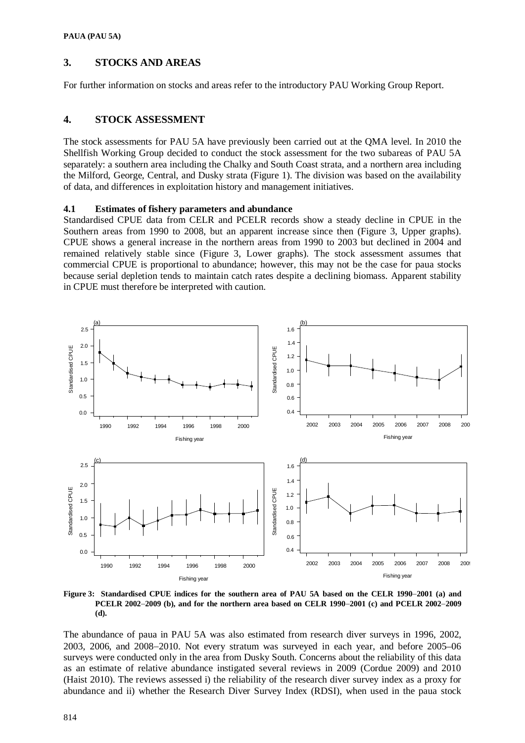## 3. STOCKS AND AREAS

For further information on stocks and areas refer to the introductory PAU Working Group Report.

## 4. STOCK ASSESSMENT

The stock assessments for PAU 5A have previously been carried out at the QMA level. In 2010 the Shellfish Working Group decided to conduct the stock assessment for the two subareas of PAU 5A separately: a southern area including the Chalky and South Coast strata, and a northern area including the Milford, George, Central, and Dusky strata (Figure 1). The division was based on the availability of data, and differences in exploitation history and management initiatives.

### 4.1 Estimates of fishery parameters and abundance

Standardised CPUE data from CELR and PCELR records show a steady decline in CPUE in the Southern areas from 1990 to 2008, but an apparent increase since then (Figure 3, Upper graphs). CPUE shows a general increase in the northern areas from 1990 to 2003 but declined in 2004 and remained relatively stable since (Figure 3, Lower graphs). The stock assessment assumes that commercial CPUE is proportional to abundance; however, this may not be the case for paua stocks because serial depletion tends to maintain catch rates despite a declining biomass. Apparent stability in CPUE must therefore be interpreted with caution.

**Figure 3: Standardised CPUE indices for the southern area of PAU 5A based on the CELR 1990–2001 (a) and PCELR 2002–2009 (b), and for the northern area based on CELR 1990–2001 (c) and PCELR 2002–2009 (d).**

The abundance of paua in PAU 5A was also estimated from research diver surveys in 1996, 2002, 2003, 2006, and 2008–2010. Not every stratum was surveyed in each year, and before 2005–06 surveys were conducted only in the area from Dusky South. Concerns about the reliability of this data as an estimate of relative abundance instigated several reviews in 2009 (Cordue 2009) and 2010 (Haist 2010). The reviews assessed i) the reliability of the research diver survey index as a proxy for abundance and ii) whether the Research Diver Survey Index (RDSI), when used in the paua stock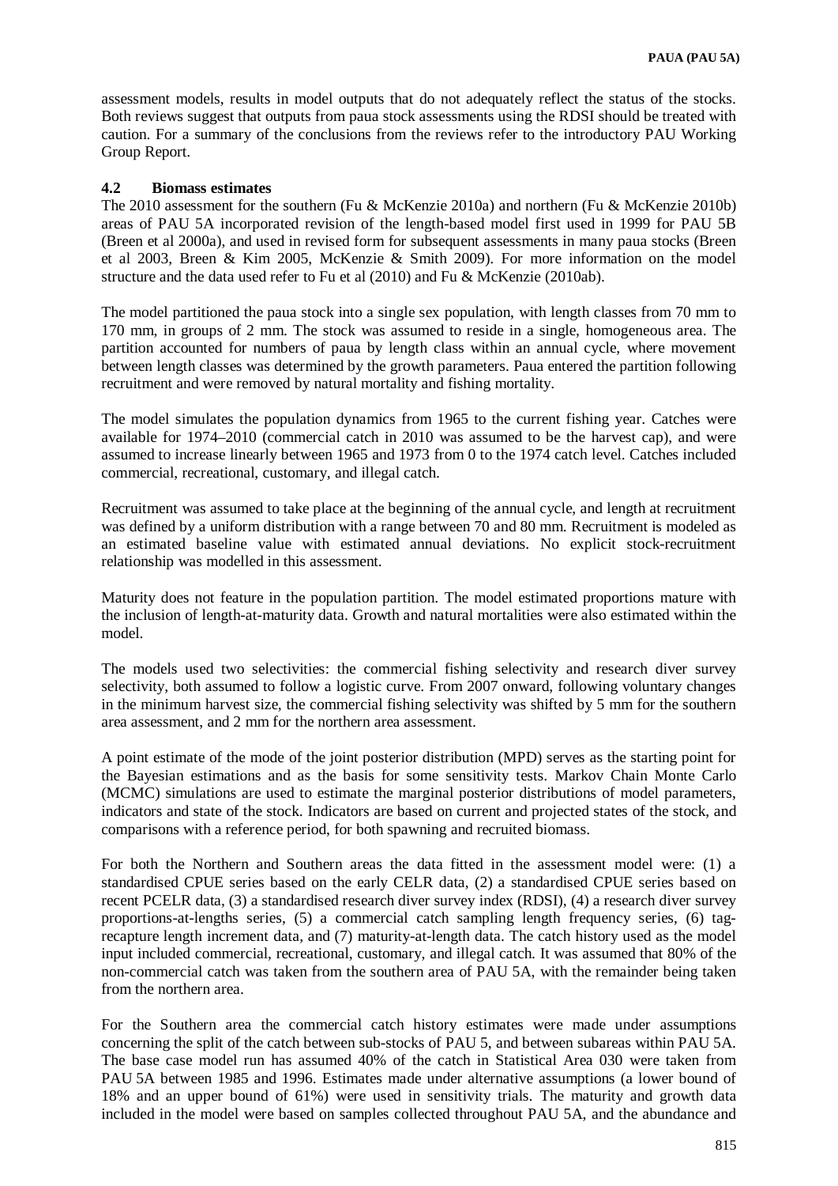assessment models, results in model outputs that do not adequately reflect the status of the stocks. Both reviews suggest that outputs from paua stock assessments using the RDSI should be treated with caution. For a summary of the conclusions from the reviews refer to the introductory PAU Working Group Report.

### 4.2 Biomass estimates

The 2010 assessment for the southern (Fu & McKenzie 2010a) and northern (Fu & McKenzie 2010b) areas of PAU 5A incorporated revision of the length-based model first used in 1999 for PAU 5B (Breen et al 2000a), and used in revised form for subsequent assessments in many paua stocks (Breen et al 2003, Breen & Kim 2005, McKenzie & Smith 2009). For more information on the model structure and the data used refer to Fu et al (2010) and Fu & McKenzie (2010ab).

The model partitioned the paua stock into a single sex population, with length classes from 70 mm to 170 mm, in groups of 2 mm. The stock was assumed to reside in a single, homogeneous area. The partition accounted for numbers of paua by length class within an annual cycle, where movement between length classes was determined by the growth parameters. Paua entered the partition following recruitment and were removed by natural mortality and fishing mortality.

The model simulates the population dynamics from 1965 to the current fishing year. Catches were available for 1974–2010 (commercial catch in 2010 was assumed to be the harvest cap), and were assumed to increase linearly between 1965 and 1973 from 0 to the 1974 catch level. Catches included commercial, recreational, customary, and illegal catch.

Recruitment was assumed to take place at the beginning of the annual cycle, and length at recruitment was defined by a uniform distribution with a range between 70 and 80 mm. Recruitment is modeled as an estimated baseline value with estimated annual deviations. No explicit stock-recruitment relationship was modelled in this assessment.

Maturity does not feature in the population partition. The model estimated proportions mature with the inclusion of length-at-maturity data. Growth and natural mortalities were also estimated within the model.

The models used two selectivities: the commercial fishing selectivity and research diver survey selectivity, both assumed to follow a logistic curve. From 2007 onward, following voluntary changes in the minimum harvest size, the commercial fishing selectivity was shifted by 5 mm for the southern area assessment, and 2 mm for the northern area assessment.

A point estimate of the mode of the joint posterior distribution (MPD) serves as the starting point for the Bayesian estimations and as the basis for some sensitivity tests. Markov Chain Monte Carlo (MCMC) simulations are used to estimate the marginal posterior distributions of model parameters, indicators and state of the stock. Indicators are based on current and projected states of the stock, and comparisons with a reference period, for both spawning and recruited biomass.

For both the Northern and Southern areas the data fitted in the assessment model were: (1) a standardised CPUE series based on the early CELR data, (2) a standardised CPUE series based on recent PCELR data, (3) a standardised research diver survey index (RDSI), (4) a research diver survey proportions-at-lengths series, (5) a commercial catch sampling length frequency series, (6) tag-recapture length increment data, and (7) maturity-at-length data. The catch history used as the model input included commercial, recreational, customary, and illegal catch. It was assumed that 80% of the non-commercial catch was taken from the southern area of PAU 5A, with the remainder being taken from the northern area.

For the Southern area the commercial catch history estimates were made under assumptions concerning the split of the catch between sub-stocks of PAU 5, and between subareas within PAU 5A. The base case model run has assumed 40% of the catch in Statistical Area 030 were taken from PAU 5A between 1985 and 1996. Estimates made under alternative assumptions (a lower bound of 18% and an upper bound of 61%) were used in sensitivity trials. The maturity and growth data included in the model were based on samples collected throughout PAU 5A, and the abundance and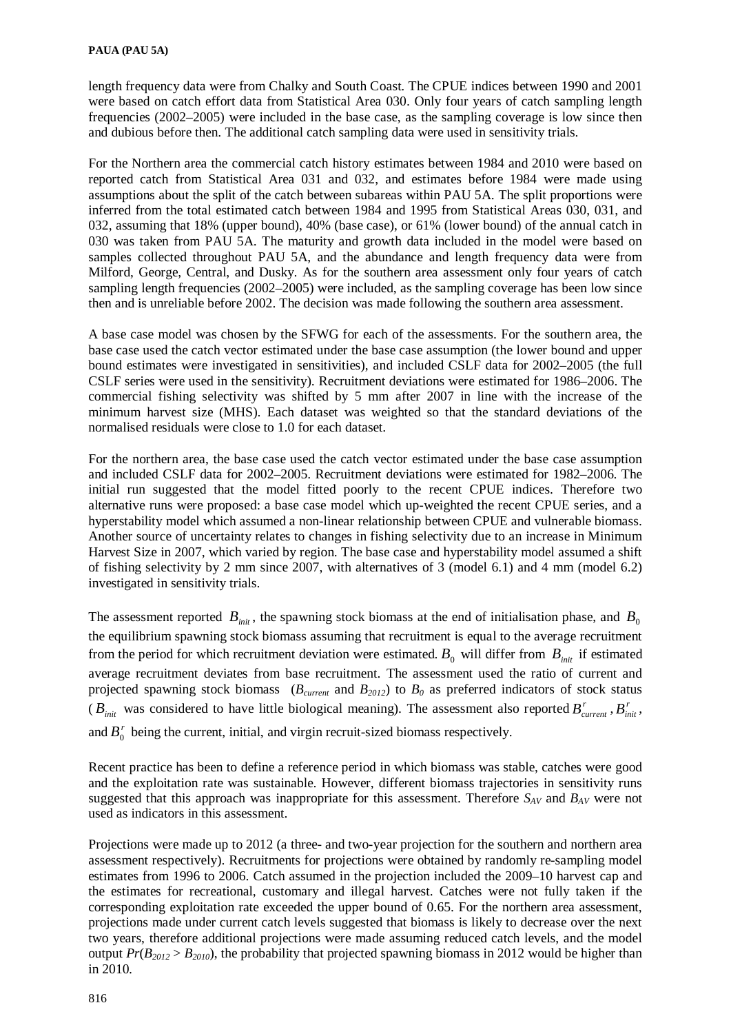length frequency data were from Chalky and South Coast. The CPUE indices between 1990 and 2001 were based on catch effort data from Statistical Area 030. Only four years of catch sampling length frequencies (2002–2005) were included in the base case, as the sampling coverage is low since then and dubious before then. The additional catch sampling data were used in sensitivity trials.

For the Northern area the commercial catch history estimates between 1984 and 2010 were based on reported catch from Statistical Area 031 and 032, and estimates before 1984 were made using assumptions about the split of the catch between subareas within PAU 5A. The split proportions were inferred from the total estimated catch between 1984 and 1995 from Statistical Areas 030, 031, and 032, assuming that 18% (upper bound), 40% (base case), or 61% (lower bound) of the annual catch in 030 was taken from PAU 5A. The maturity and growth data included in the model were based on samples collected throughout PAU 5A, and the abundance and length frequency data were from Milford, George, Central, and Dusky. As for the southern area assessment only four years of catch sampling length frequencies (2002–2005) were included, as the sampling coverage has been low since then and is unreliable before 2002. The decision was made following the southern area assessment.

A base case model was chosen by the SFWG for each of the assessments. For the southern area, the base case used the catch vector estimated under the base case assumption (the lower bound and upper bound estimates were investigated in sensitivities), and included CSLF data for 2002–2005 (the full CSLF series were used in the sensitivity). Recruitment deviations were estimated for 1986–2006. The commercial fishing selectivity was shifted by 5 mm after 2007 in line with the increase of the minimum harvest size (MHS). Each dataset was weighted so that the standard deviations of the normalised residuals were close to 1.0 for each dataset.

For the northern area, the base case used the catch vector estimated under the base case assumption and included CSLF data for 2002–2005. Recruitment deviations were estimated for 1982–2006. The initial run suggested that the model fitted poorly to the recent CPUE indices. Therefore two alternative runs were proposed: a base case model which up-weighted the recent CPUE series, and a hyperstability model which assumed a non-linear relationship between CPUE and vulnerable biomass. Another source of uncertainty relates to changes in fishing selectivity due to an increase in Minimum Harvest Size in 2007, which varied by region. The base case and hyperstability model assumed a shift of fishing selectivity by 2 mm since 2007, with alternatives of 3 (model 6.1) and 4 mm (model 6.2) investigated in sensitivity trials.

The assessment reported $B_{init}$, the spawning stock biomass at the end of initialisation phase, and $B_0$ the equilibrium spawning stock biomass assuming that recruitment is equal to the average recruitment from the period for which recruitment deviation were estimated. $B_0$ will differ from $B_{init}$ if estimated average recruitment deviates from base recruitment. The assessment used the ratio of current and projected spawning stock biomass ($B_{current}$ and $B_{2012}$) to $B_0$ as preferred indicators of stock status ($B_{init}$ was considered to have little biological meaning). The assessment also reported $B^r_{current}$, $B^r_{init}$, and $B^r_0$ being the current, initial, and virgin recruit-sized biomass respectively.

Recent practice has been to define a reference period in which biomass was stable, catches were good and the exploitation rate was sustainable. However, different biomass trajectories in sensitivity runs suggested that this approach was inappropriate for this assessment. Therefore $S_{AV}$ and $B_{AV}$ were not used as indicators in this assessment.

Projections were made up to 2012 (a three- and two-year projection for the southern and northern area assessment respectively). Recruitments for projections were obtained by randomly re-sampling model estimates from 1996 to 2006. Catch assumed in the projection included the 2009–10 harvest cap and the estimates for recreational, customary and illegal harvest. Catches were not fully taken if the corresponding exploitation rate exceeded the upper bound of 0.65. For the northern area assessment, projections made under current catch levels suggested that biomass is likely to decrease over the next two years, therefore additional projections were made assuming reduced catch levels, and the model output $Pr(B_{2012} > B_{2010})$, the probability that projected spawning biomass in 2012 would be higher than in 2010.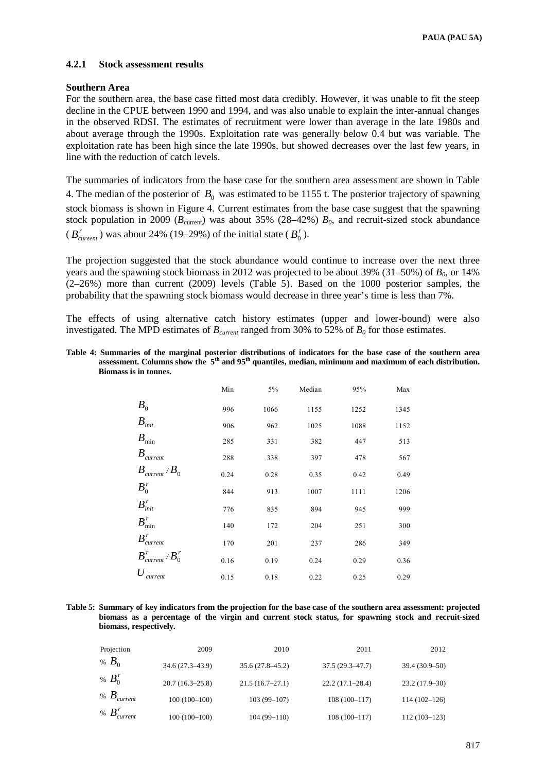### 4.2.1 Stock assessment results

**Southern Area**

For the southern area, the base case fitted most data credibly. However, it was unable to fit the steep decline in the CPUE between 1990 and 1994, and was also unable to explain the inter-annual changes in the observed RDSI. The estimates of recruitment were lower than average in the late 1980s and about average through the 1990s. Exploitation rate was generally below 0.4 but was variable. The exploitation rate has been high since the late 1990s, but showed decreases over the last few years, in line with the reduction of catch levels.

The summaries of indicators from the base case for the southern area assessment are shown in Table 4. The median of the posterior of $B_0$ was estimated to be 1155 t. The posterior trajectory of spawning stock biomass is shown in Figure 4. Current estimates from the base case suggest that the spawning stock population in 2009 ($B_{\text{current}}$) was about 35% (28–42%) $B_0$, and recruit-sized stock abundance ($B^r_{cureent}$) was about 24% (19–29%) of the initial state ($B^r_0$).

The projection suggested that the stock abundance would continue to increase over the next three years and the spawning stock biomass in 2012 was projected to be about 39% (31–50%) of $B_0$, or 14% (2–26%) more than current (2009) levels (Table 5). Based on the 1000 posterior samples, the probability that the spawning stock biomass would decrease in three year's time is less than 7%.

The effects of using alternative catch history estimates (upper and lower-bound) were also investigated. The MPD estimates of $B_{current}$ ranged from 30% to 52% of $B_0$ for those estimates.

**Table 4: Summaries of the marginal posterior distributions of indicators for the base case of the southern area assessment. Columns show the 5th and 95th quantiles, median, minimum and maximum of each distribution. Biomass is in tonnes.**

| | Min | 5% | Median | 95% | Max |
|---|---|---|---|---|---|
| $B_0$ | 996 | 1066 | 1155 | 1252 | 1345 |
| $B_{init}$ | 906 | 962 | 1025 | 1088 | 1152 |
| $B_{\min}$ | 285 | 331 | 382 | 447 | 513 |
| $B_{current}$ | 288 | 338 | 397 | 478 | 567 |
| $B_{current} / B_0$ | 0.24 | 0.28 | 0.35 | 0.42 | 0.49 |
| $B^r_0$ | 844 | 913 | 1007 | 1111 | 1206 |
| $B^r_{init}$ | 776 | 835 | 894 | 945 | 999 |
| $B^r_{\min}$ | 140 | 172 | 204 | 251 | 300 |
| $B^r_{current}$ | 170 | 201 | 237 | 286 | 349 |
| $B^r_{current} / B^r_0$ | 0.16 | 0.19 | 0.24 | 0.29 | 0.36 |
| $U_{current}$ | 0.15 | 0.18 | 0.22 | 0.25 | 0.29 |

**Table 5: Summary of key indicators from the projection for the base case of the southern area assessment: projected biomass as a percentage of the virgin and current stock status, for spawning stock and recruit-sized biomass, respectively.**

| Projection | 2009 | 2010 | 2011 | 2012 |
|---|---|---|---|---|
| % $B_0$ | 34.6 (27.3–43.9) | 35.6 (27.8–45.2) | 37.5 (29.3–47.7) | 39.4 (30.9–50) |
| % $B^r_0$ | 20.7 (16.3–25.8) | 21.5 (16.7–27.1) | 22.2 (17.1–28.4) | 23.2 (17.9–30) |
| % $B_{current}$ | 100 (100–100) | 103 (99–107) | 108 (100–117) | 114 (102–126) |
| % $B^r_{current}$ | 100 (100–100) | 104 (99–110) | 108 (100–117) | 112 (103–123) |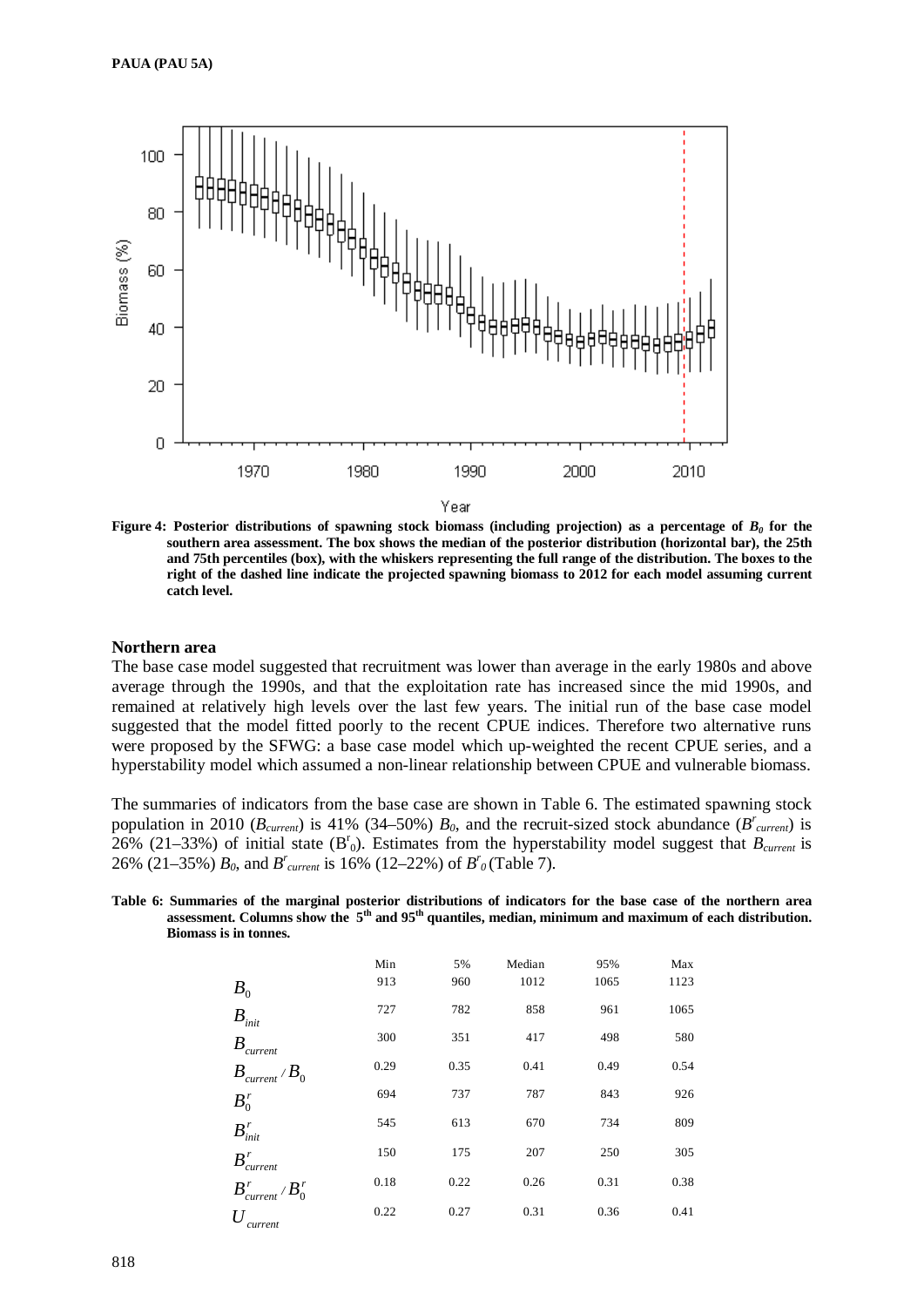**Figure 4: Posterior distributions of spawning stock biomass (including projection) as a percentage of $B_0$ for the southern area assessment. The box shows the median of the posterior distribution (horizontal bar), the 25th and 75th percentiles (box), with the whiskers representing the full range of the distribution. The boxes to the right of the dashed line indicate the projected spawning biomass to 2012 for each model assuming current catch level.**

### Northern area

The base case model suggested that recruitment was lower than average in the early 1980s and above average through the 1990s, and that the exploitation rate has increased since the mid 1990s, and remained at relatively high levels over the last few years. The initial run of the base case model suggested that the model fitted poorly to the recent CPUE indices. Therefore two alternative runs were proposed by the SFWG: a base case model which up-weighted the recent CPUE series, and a hyperstability model which assumed a non-linear relationship between CPUE and vulnerable biomass.

The summaries of indicators from the base case are shown in Table 6. The estimated spawning stock population in 2010 ($B_{current}$) is 41% (34–50%) $B_0$, and the recruit-sized stock abundance ($B^r_{current}$) is 26% (21–33%) of initial state ($B^r_0$). Estimates from the hyperstability model suggest that $B_{current}$ is 26% (21–35%) $B_0$, and $B^r_{current}$ is 16% (12–22%) of $B^r_0$ (Table 7).

**Table 6: Summaries of the marginal posterior distributions of indicators for the base case of the northern area assessment. Columns show the 5th and 95th quantiles, median, minimum and maximum of each distribution. Biomass is in tonnes.**

| | Min | 5% | Median | 95% | Max |
|---|---|---|---|---|---|
| $B_0$ | 913 | 960 | 1012 | 1065 | 1123 |
| $B_{init}$ | 727 | 782 | 858 | 961 | 1065 |
| $B_{current}$ | 300 | 351 | 417 | 498 | 580 |
| $B_{current}/B_0$ | 0.29 | 0.35 | 0.41 | 0.49 | 0.54 |
| $B^r_0$ | 694 | 737 | 787 | 843 | 926 |
| $B^r_{init}$ | 545 | 613 | 670 | 734 | 809 |
| $B^r_{current}$ | 150 | 175 | 207 | 250 | 305 |
| $B^r_{current}/B^r_0$ | 0.18 | 0.22 | 0.26 | 0.31 | 0.38 |
| $U_{current}$ | 0.22 | 0.27 | 0.31 | 0.36 | 0.41 |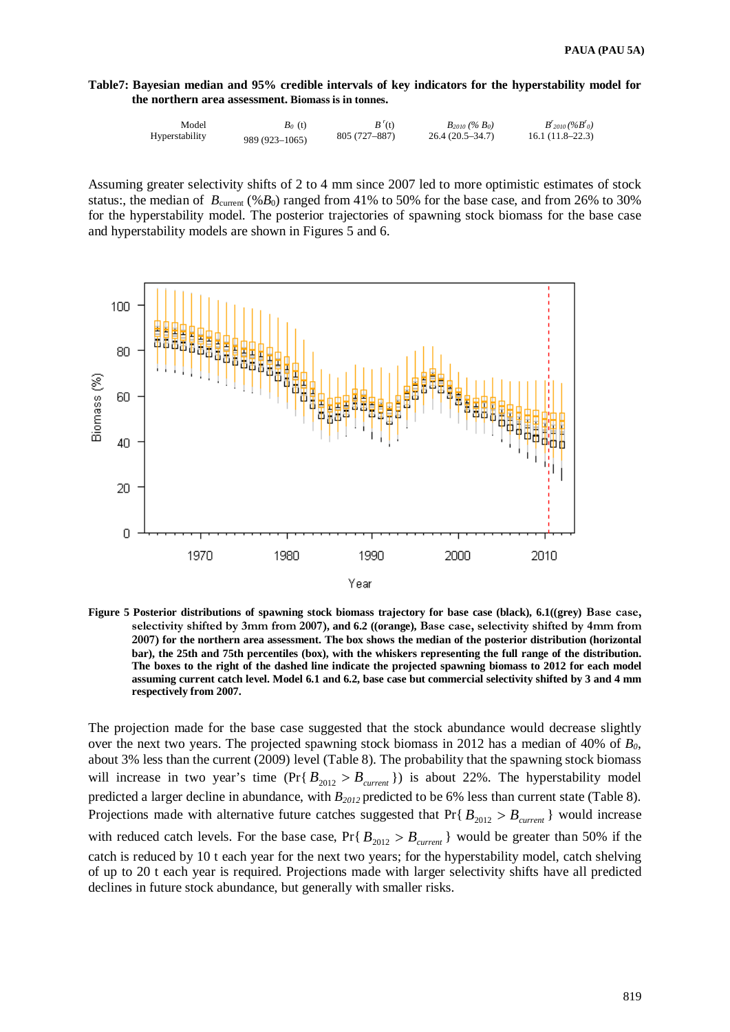**Table7: Bayesian median and 95% credible intervals of key indicators for the hyperstability model for the northern area assessment.** **Biomass is in tonnes.**

| Model | $B_0$ (t) | $B^r$(t) | $B_{2010}$ (% $B_0$) | $B^r_{2010}$ (%$B^r_0$) |
|---|---|---|---|---|
| Hyperstability | 989 (923–1065) | 805 (727–887) | 26.4 (20.5–34.7) | 16.1 (11.8–22.3) |

Assuming greater selectivity shifts of 2 to 4 mm since 2007 led to more optimistic estimates of stock status:, the median of $B_{\text{current}}$ (%$B_0$) ranged from 41% to 50% for the base case, and from 26% to 30% for the hyperstability model. The posterior trajectories of spawning stock biomass for the base case and hyperstability models are shown in Figures 5 and 6.

**Figure 5 Posterior distributions of spawning stock biomass trajectory for base case (black), 6.1((grey) Base case, selectivity shifted by 3mm from 2007), and 6.2 ((orange), Base case, selectivity shifted by 4mm from 2007) for the northern area assessment. The box shows the median of the posterior distribution (horizontal bar), the 25th and 75th percentiles (box), with the whiskers representing the full range of the distribution. The boxes to the right of the dashed line indicate the projected spawning biomass to 2012 for each model assuming current catch level. Model 6.1 and 6.2, base case but commercial selectivity shifted by 3 and 4 mm respectively from 2007.**

The projection made for the base case suggested that the stock abundance would decrease slightly over the next two years. The projected spawning stock biomass in 2012 has a median of 40% of $B_0$, about 3% less than the current (2009) level (Table 8). The probability that the spawning stock biomass will increase in two year's time (Pr{ $B_{2012} > B_{current}$ }) is about 22%. The hyperstability model predicted a larger decline in abundance, with $B_{2012}$ predicted to be 6% less than current state (Table 8). Projections made with alternative future catches suggested that Pr{ $B_{2012} > B_{current}$ } would increase with reduced catch levels. For the base case, Pr{ $B_{2012} > B_{current}$ } would be greater than 50% if the catch is reduced by 10 t each year for the next two years; for the hyperstability model, catch shelving of up to 20 t each year is required. Projections made with larger selectivity shifts have all predicted declines in future stock abundance, but generally with smaller risks.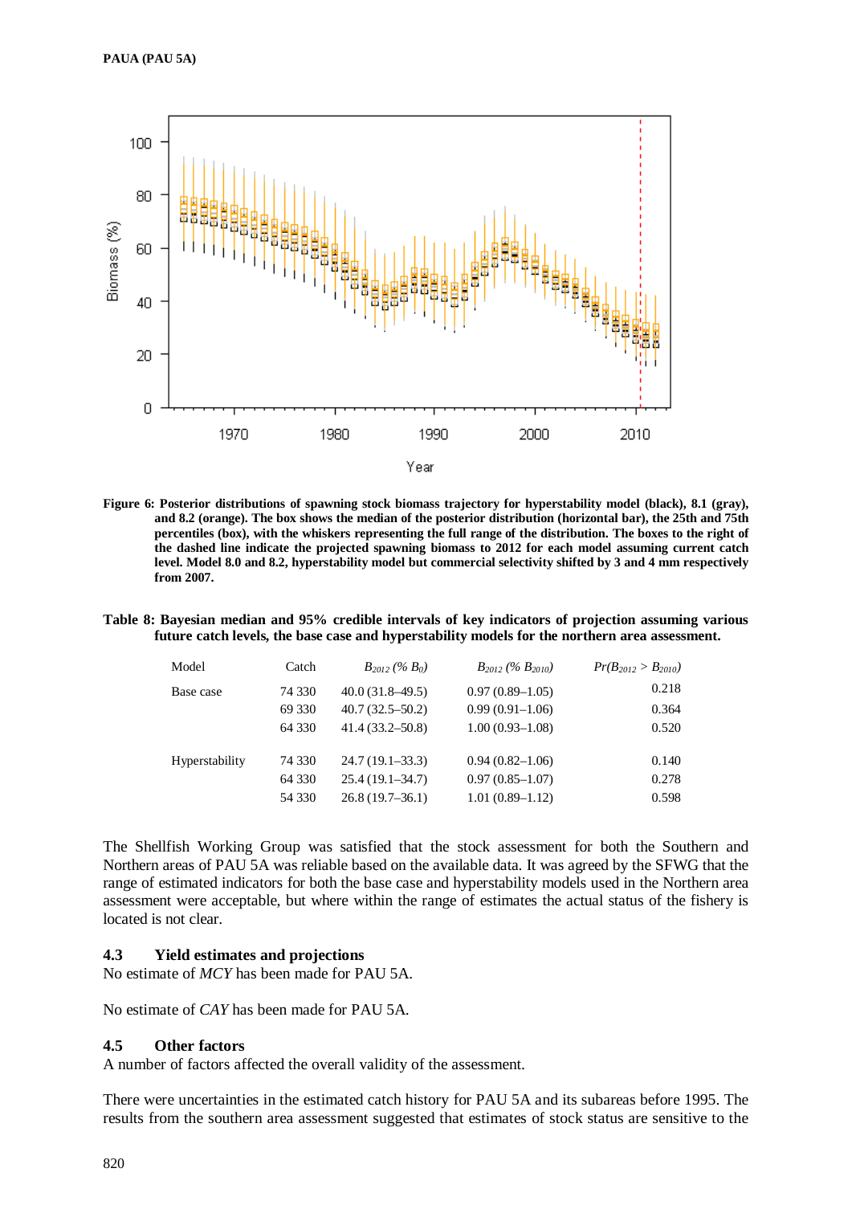**Figure 6: Posterior distributions of spawning stock biomass trajectory for hyperstability model (black), 8.1 (gray), and 8.2 (orange). The box shows the median of the posterior distribution (horizontal bar), the 25th and 75th percentiles (box), with the whiskers representing the full range of the distribution. The boxes to the right of the dashed line indicate the projected spawning biomass to 2012 for each model assuming current catch level. Model 8.0 and 8.2, hyperstability model but commercial selectivity shifted by 3 and 4 mm respectively from 2007.**

**Table 8: Bayesian median and 95% credible intervals of key indicators of projection assuming various future catch levels, the base case and hyperstability models for the northern area assessment.**

| Model | Catch | $B_{2012}$ (% $B_0$) | $B_{2012}$ (% $B_{2010}$) | $Pr(B_{2012} > B_{2010})$ |
|---|---|---|---|---|
| Base case | 74 330 | 40.0 (31.8–49.5) | 0.97 (0.89–1.05) | 0.218 |
| | 69 330 | 40.7 (32.5–50.2) | 0.99 (0.91–1.06) | 0.364 |
| | 64 330 | 41.4 (33.2–50.8) | 1.00 (0.93–1.08) | 0.520 |
| Hyperstability | 74 330 | 24.7 (19.1–33.3) | 0.94 (0.82–1.06) | 0.140 |
| | 64 330 | 25.4 (19.1–34.7) | 0.97 (0.85–1.07) | 0.278 |
| | 54 330 | 26.8 (19.7–36.1) | 1.01 (0.89–1.12) | 0.598 |

The Shellfish Working Group was satisfied that the stock assessment for both the Southern and Northern areas of PAU 5A was reliable based on the available data. It was agreed by the SFWG that the range of estimated indicators for both the base case and hyperstability models used in the Northern area assessment were acceptable, but where within the range of estimates the actual status of the fishery is located is not clear.

### 4.3 Yield estimates and projections

No estimate of *MCY* has been made for PAU 5A.

No estimate of *CAY* has been made for PAU 5A.

### 4.5 Other factors

A number of factors affected the overall validity of the assessment.

There were uncertainties in the estimated catch history for PAU 5A and its subareas before 1995. The results from the southern area assessment suggested that estimates of stock status are sensitive to the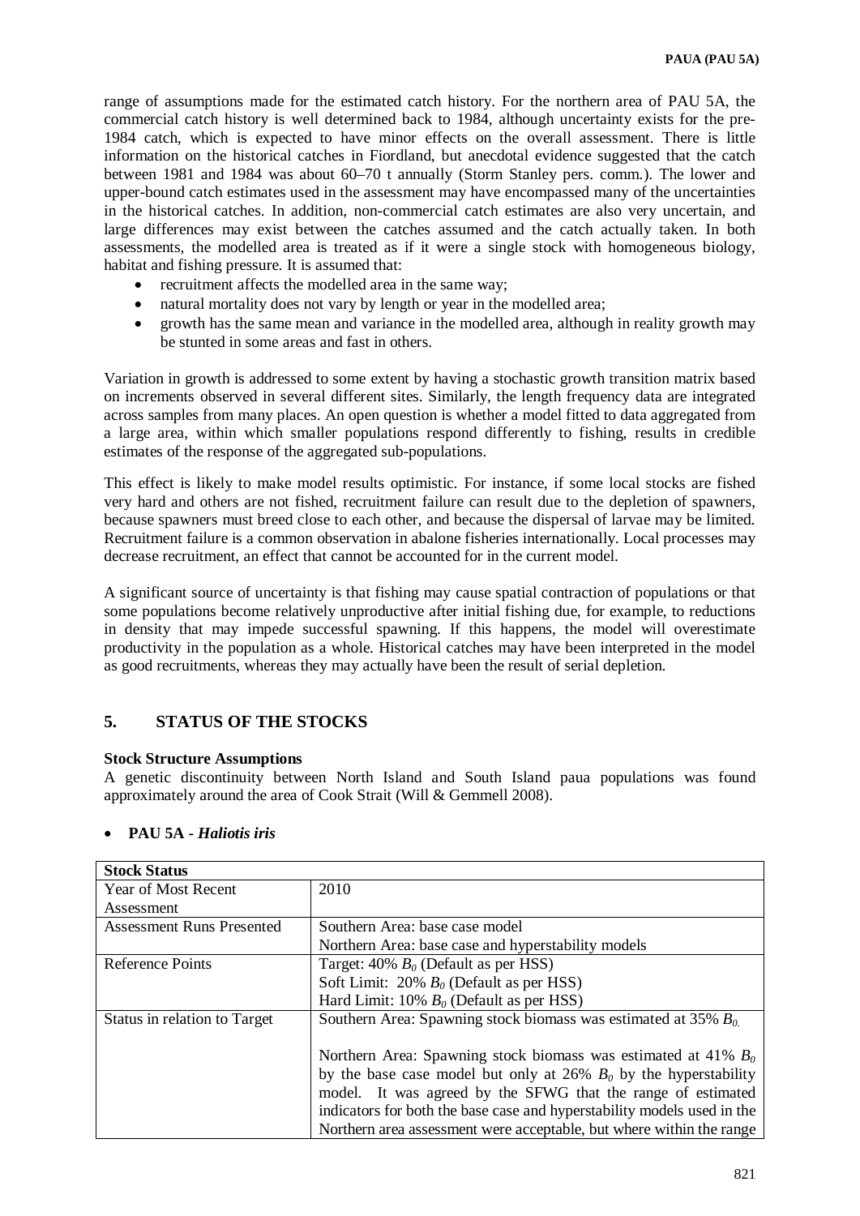range of assumptions made for the estimated catch history. For the northern area of PAU 5A, the commercial catch history is well determined back to 1984, although uncertainty exists for the pre-1984 catch, which is expected to have minor effects on the overall assessment. There is little information on the historical catches in Fiordland, but anecdotal evidence suggested that the catch between 1981 and 1984 was about 60–70 t annually (Storm Stanley pers. comm.). The lower and upper-bound catch estimates used in the assessment may have encompassed many of the uncertainties in the historical catches. In addition, non-commercial catch estimates are also very uncertain, and large differences may exist between the catches assumed and the catch actually taken. In both assessments, the modelled area is treated as if it were a single stock with homogeneous biology, habitat and fishing pressure. It is assumed that:

- recruitment affects the modelled area in the same way;
- natural mortality does not vary by length or year in the modelled area;
- growth has the same mean and variance in the modelled area, although in reality growth may be stunted in some areas and fast in others.

Variation in growth is addressed to some extent by having a stochastic growth transition matrix based on increments observed in several different sites. Similarly, the length frequency data are integrated across samples from many places. An open question is whether a model fitted to data aggregated from a large area, within which smaller populations respond differently to fishing, results in credible estimates of the response of the aggregated sub-populations.

This effect is likely to make model results optimistic. For instance, if some local stocks are fished very hard and others are not fished, recruitment failure can result due to the depletion of spawners, because spawners must breed close to each other, and because the dispersal of larvae may be limited. Recruitment failure is a common observation in abalone fisheries internationally. Local processes may decrease recruitment, an effect that cannot be accounted for in the current model.

A significant source of uncertainty is that fishing may cause spatial contraction of populations or that some populations become relatively unproductive after initial fishing due, for example, to reductions in density that may impede successful spawning. If this happens, the model will overestimate productivity in the population as a whole. Historical catches may have been interpreted in the model as good recruitments, whereas they may actually have been the result of serial depletion.

## 5. STATUS OF THE STOCKS

**Stock Structure Assumptions**

A genetic discontinuity between North Island and South Island paua populations was found approximately around the area of Cook Strait (Will & Gemmell 2008).

- **PAU 5A** - ***Haliotis iris***

| **Stock Status** | |
|---|---|
| Year of Most Recent Assessment | 2010 |
| Assessment Runs Presented | Southern Area: base case model<br>Northern Area: base case and hyperstability models |
| Reference Points | Target: 40% $B_0$ (Default as per HSS)<br>Soft Limit: 20% $B_0$ (Default as per HSS)<br>Hard Limit: 10% $B_0$ (Default as per HSS) |
| Status in relation to Target | Southern Area: Spawning stock biomass was estimated at 35% $B_0$.<br><br>Northern Area: Spawning stock biomass was estimated at 41% $B_0$ by the base case model but only at 26% $B_0$ by the hyperstability model. It was agreed by the SFWG that the range of estimated indicators for both the base case and hyperstability models used in the Northern area assessment were acceptable, but where within the range |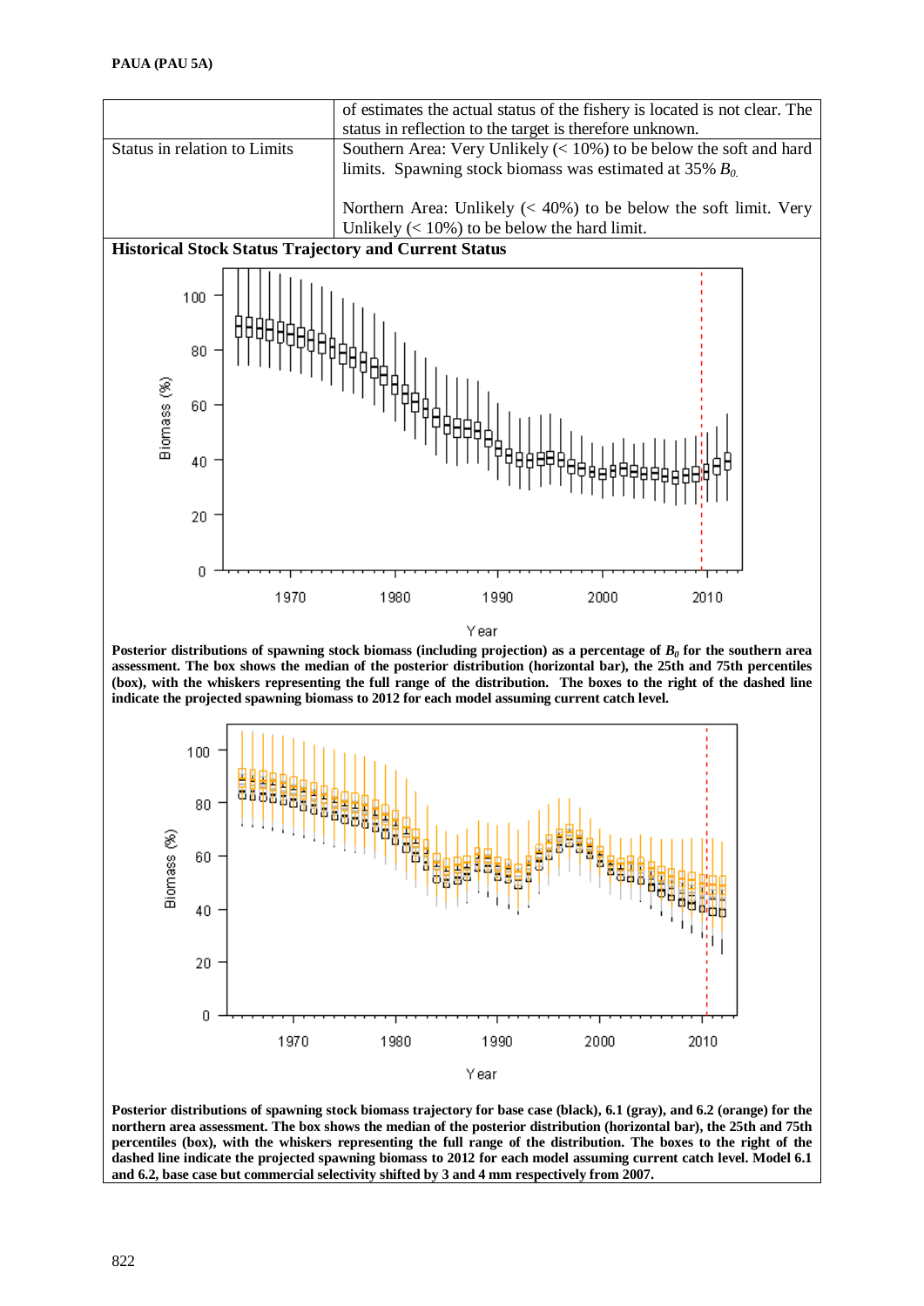| | |
|---|---|
| | of estimates the actual status of the fishery is located is not clear. The status in reflection to the target is therefore unknown. |
| Status in relation to Limits | Southern Area: Very Unlikely (< 10%) to be below the soft and hard limits. Spawning stock biomass was estimated at 35% $B_0$.<br><br>Northern Area: Unlikely (< 40%) to be below the soft limit. Very Unlikely (< 10%) to be below the hard limit. |

**Historical Stock Status Trajectory and Current Status**

**Posterior distributions of spawning stock biomass (including projection) as a percentage of $B_0$ for the southern area assessment. The box shows the median of the posterior distribution (horizontal bar), the 25th and 75th percentiles (box), with the whiskers representing the full range of the distribution. The boxes to the right of the dashed line indicate the projected spawning biomass to 2012 for each model assuming current catch level.**

**Posterior distributions of spawning stock biomass trajectory for base case (black), 6.1 (gray), and 6.2 (orange) for the northern area assessment. The box shows the median of the posterior distribution (horizontal bar), the 25th and 75th percentiles (box), with the whiskers representing the full range of the distribution. The boxes to the right of the dashed line indicate the projected spawning biomass to 2012 for each model assuming current catch level. Model 6.1 and 6.2, base case but commercial selectivity shifted by 3 and 4 mm respectively from 2007.**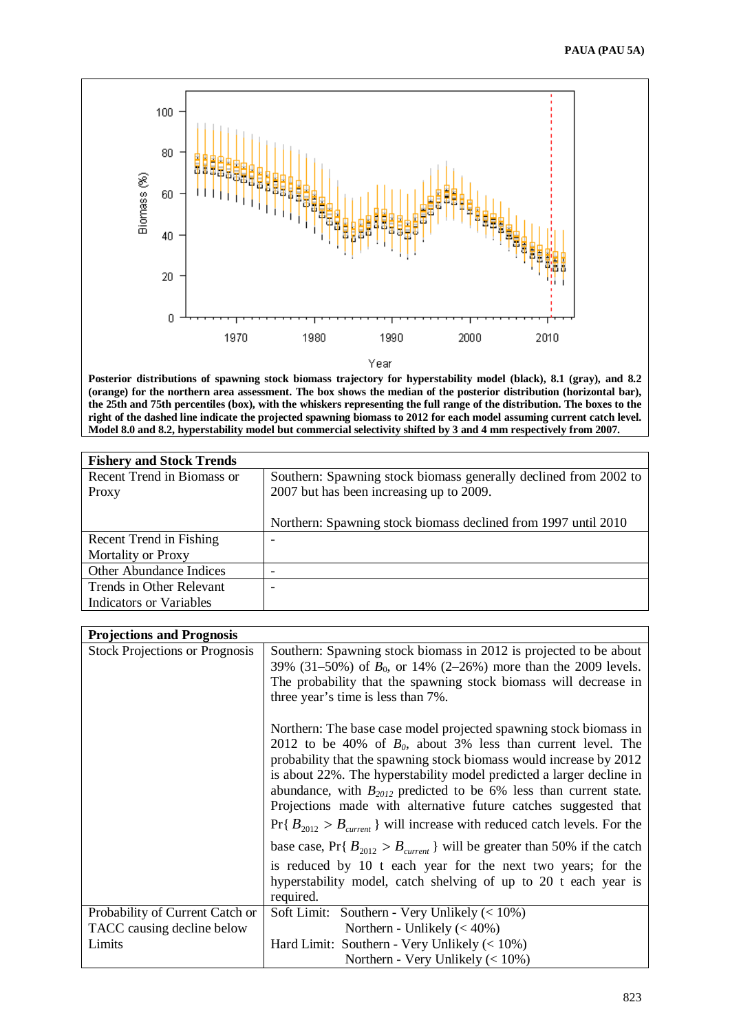Posterior distributions of spawning stock biomass trajectory for hyperstability model (black), 8.1 (gray), and 8.2 (orange) for the northern area assessment. The box shows the median of the posterior distribution (horizontal bar), the 25th and 75th percentiles (box), with the whiskers representing the full range of the distribution. The boxes to the right of the dashed line indicate the projected spawning biomass to 2012 for each model assuming current catch level. Model 8.0 and 8.2, hyperstability model but commercial selectivity shifted by 3 and 4 mm respectively from 2007.

| Fishery and Stock Trends | |
|---|---|
| Recent Trend in Biomass or Proxy | Southern: Spawning stock biomass generally declined from 2002 to 2007 but has been increasing up to 2009.<br><br>Northern: Spawning stock biomass declined from 1997 until 2010 |
| Recent Trend in Fishing Mortality or Proxy | - |
| Other Abundance Indices | - |
| Trends in Other Relevant Indicators or Variables | - |

| Projections and Prognosis | |
|---|---|
| Stock Projections or Prognosis | Southern: Spawning stock biomass in 2012 is projected to be about 39% (31–50%) of $B_0$, or 14% (2–26%) more than the 2009 levels. The probability that the spawning stock biomass will decrease in three year's time is less than 7%.<br><br>Northern: The base case model projected spawning stock biomass in 2012 to be 40% of $B_0$, about 3% less than current level. The probability that the spawning stock biomass would increase by 2012 is about 22%. The hyperstability model predicted a larger decline in abundance, with $B_{2012}$ predicted to be 6% less than current state. Projections made with alternative future catches suggested that Pr{ $B_{2012} > B_{current}$ } will increase with reduced catch levels. For the base case, Pr{ $B_{2012} > B_{current}$ } will be greater than 50% if the catch is reduced by 10 t each year for the next two years; for the hyperstability model, catch shelving of up to 20 t each year is required. |
| Probability of Current Catch or TACC causing decline below Limits | Soft Limit: Southern - Very Unlikely (< 10%)<br>Northern - Unlikely (< 40%)<br>Hard Limit: Southern - Very Unlikely (< 10%)<br>Northern - Very Unlikely (< 10%) |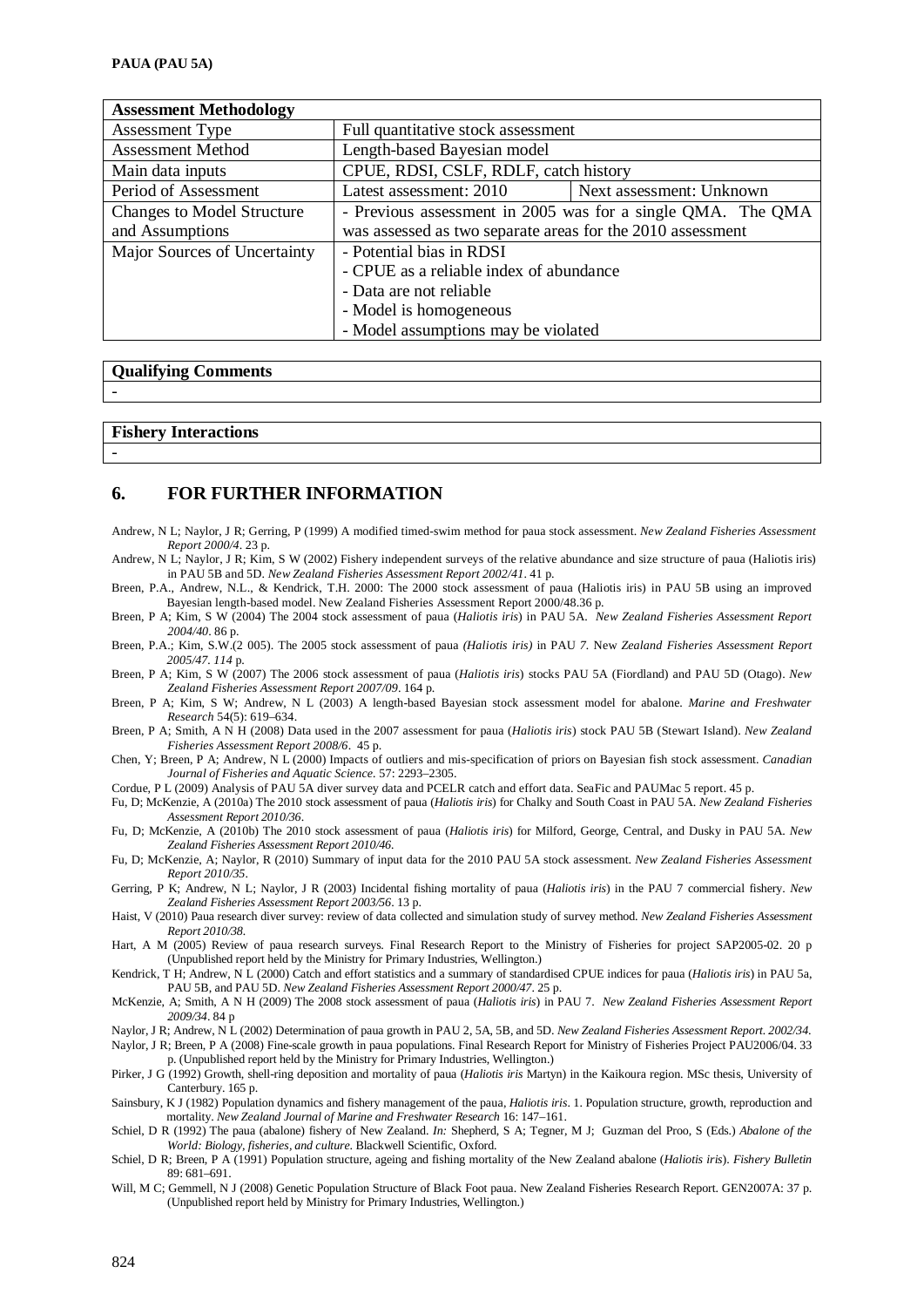| Assessment Methodology | | |
|---|---|---|
| Assessment Type | Full quantitative stock assessment | |
| Assessment Method | Length-based Bayesian model | |
| Main data inputs | CPUE, RDSI, CSLF, RDLF, catch history | |
| Period of Assessment | Latest assessment: 2010 | Next assessment: Unknown |
| Changes to Model Structure and Assumptions | - Previous assessment in 2005 was for a single QMA. The QMA was assessed as two separate areas for the 2010 assessment | |
| Major Sources of Uncertainty | - Potential bias in RDSI<br>- CPUE as a reliable index of abundance<br>- Data are not reliable<br>- Model is homogeneous<br>- Model assumptions may be violated | |

| Qualifying Comments |
|---|
| - |

| Fishery Interactions |
|---|
| - |

## 6. FOR FURTHER INFORMATION

Andrew, N L; Naylor, J R; Gerring, P (1999) A modified timed-swim method for paua stock assessment. *New Zealand Fisheries Assessment Report 2000/4*. 23 p.

Andrew, N L; Naylor, J R; Kim, S W (2002) Fishery independent surveys of the relative abundance and size structure of paua (Haliotis iris) in PAU 5B and 5D. *New Zealand Fisheries Assessment Report 2002/41*. 41 p.

Breen, P.A., Andrew, N.L., & Kendrick, T.H. 2000: The 2000 stock assessment of paua (Haliotis iris) in PAU 5B using an improved Bayesian length-based model. New Zealand Fisheries Assessment Report 2000/48.36 p.

Breen, P A; Kim, S W (2004) The 2004 stock assessment of paua (*Haliotis iris*) in PAU 5A. *New Zealand Fisheries Assessment Report 2004/40*. 86 p.

Breen, P.A.; Kim, S.W.(2 005). The 2005 stock assessment of paua *(Haliotis iris)* in PAU *7.* New *Zealand Fisheries Assessment Report 2005/47. 114* p.

Breen, P A; Kim, S W (2007) The 2006 stock assessment of paua (*Haliotis iris*) stocks PAU 5A (Fiordland) and PAU 5D (Otago). *New Zealand Fisheries Assessment Report 2007/09*. 164 p.

Breen, P A; Kim, S W; Andrew, N L (2003) A length-based Bayesian stock assessment model for abalone. *Marine and Freshwater Research* 54(5): 619–634.

Breen, P A; Smith, A N H (2008) Data used in the 2007 assessment for paua (*Haliotis iris*) stock PAU 5B (Stewart Island). *New Zealand Fisheries Assessment Report 2008/6*. 45 p.

Chen, Y; Breen, P A; Andrew, N L (2000) Impacts of outliers and mis-specification of priors on Bayesian fish stock assessment. *Canadian Journal of Fisheries and Aquatic Science*. 57: 2293–2305.

Cordue, P L (2009) Analysis of PAU 5A diver survey data and PCELR catch and effort data. SeaFic and PAUMac 5 report. 45 p.

Fu, D; McKenzie, A (2010a) The 2010 stock assessment of paua (*Haliotis iris*) for Chalky and South Coast in PAU 5A. *New Zealand Fisheries Assessment Report 2010/36*.

Fu, D; McKenzie, A (2010b) The 2010 stock assessment of paua (*Haliotis iris*) for Milford, George, Central, and Dusky in PAU 5A. *New Zealand Fisheries Assessment Report 2010/46.*

Fu, D; McKenzie, A; Naylor, R (2010) Summary of input data for the 2010 PAU 5A stock assessment. *New Zealand Fisheries Assessment Report 2010/35*.

Gerring, P K; Andrew, N L; Naylor, J R (2003) Incidental fishing mortality of paua (*Haliotis iris*) in the PAU 7 commercial fishery. *New Zealand Fisheries Assessment Report 2003/56*. 13 p.

Haist, V (2010) Paua research diver survey: review of data collected and simulation study of survey method. *New Zealand Fisheries Assessment Report 2010/38.*

Hart, A M (2005) Review of paua research surveys. Final Research Report to the Ministry of Fisheries for project SAP2005-02. 20 p (Unpublished report held by the Ministry for Primary Industries, Wellington.)

Kendrick, T H; Andrew, N L (2000) Catch and effort statistics and a summary of standardised CPUE indices for paua (*Haliotis iris*) in PAU 5a, PAU 5B, and PAU 5D. *New Zealand Fisheries Assessment Report 2000/47*. 25 p.

McKenzie, A; Smith, A N H (2009) The 2008 stock assessment of paua (*Haliotis iris*) in PAU 7. *New Zealand Fisheries Assessment Report 2009/34*. 84 p

Naylor, J R; Andrew, N L (2002) Determination of paua growth in PAU 2, 5A, 5B, and 5D. *New Zealand Fisheries Assessment Report. 2002/34.*

Naylor, J R; Breen, P A (2008) Fine-scale growth in paua populations. Final Research Report for Ministry of Fisheries Project PAU2006/04. 33 p. (Unpublished report held by the Ministry for Primary Industries, Wellington.)

Pirker, J G (1992) Growth, shell-ring deposition and mortality of paua (*Haliotis iris* Martyn) in the Kaikoura region. MSc thesis, University of Canterbury. 165 p.

Sainsbury, K J (1982) Population dynamics and fishery management of the paua, *Haliotis iris*. 1. Population structure, growth, reproduction and mortality. *New Zealand Journal of Marine and Freshwater Research* 16: 147–161.

Schiel, D R (1992) The paua (abalone) fishery of New Zealand. *In:* Shepherd, S A; Tegner, M J; Guzman del Proo, S (Eds.) *Abalone of the World: Biology, fisheries, and culture.* Blackwell Scientific, Oxford.

Schiel, D R; Breen, P A (1991) Population structure, ageing and fishing mortality of the New Zealand abalone (*Haliotis iris*). *Fishery Bulletin* 89: 681–691.

Will, M C; Gemmell, N J (2008) Genetic Population Structure of Black Foot paua. New Zealand Fisheries Research Report. GEN2007A: 37 p. (Unpublished report held by Ministry for Primary Industries, Wellington.)